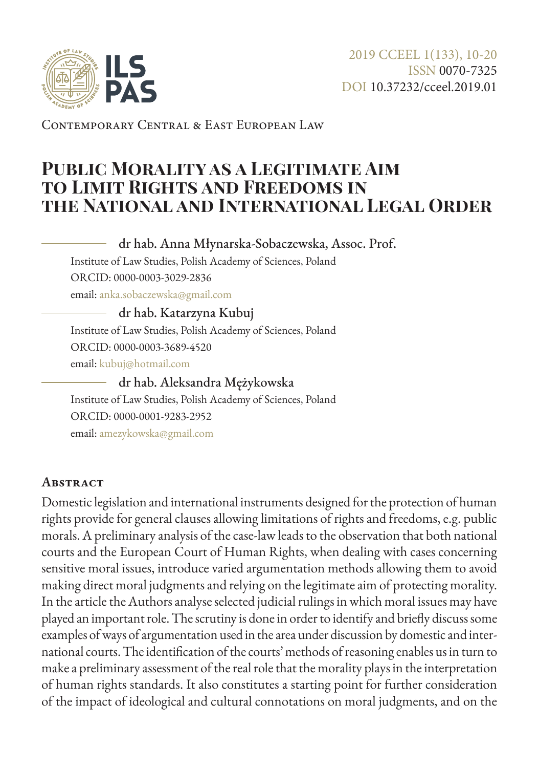2019 CCEEL 1(133), 10-20
ISSN 0070-7325
DOI 10.37232/cceel.2019.01

Contemporary Central & East European Law

# Public Morality as a Legitimate Aim to Limit Rights and Freedoms in the National and International Legal Order

**dr hab. Anna Młynarska-Sobaczewska, Assoc. Prof.**
Institute of Law Studies, Polish Academy of Sciences, Poland
ORCID: 0000-0003-3029-2836
email: anka.sobaczewska@gmail.com

**dr hab. Katarzyna Kubuj**
Institute of Law Studies, Polish Academy of Sciences, Poland
ORCID: 0000-0003-3689-4520
email: kubuj@hotmail.com

**dr hab. Aleksandra Mężykowska**
Institute of Law Studies, Polish Academy of Sciences, Poland
ORCID: 0000-0001-9283-2952
email: amezykowska@gmail.com

## Abstract

Domestic legislation and international instruments designed for the protection of human rights provide for general clauses allowing limitations of rights and freedoms, e.g. public morals. A preliminary analysis of the case-law leads to the observation that both national courts and the European Court of Human Rights, when dealing with cases concerning sensitive moral issues, introduce varied argumentation methods allowing them to avoid making direct moral judgments and relying on the legitimate aim of protecting morality. In the article the Authors analyse selected judicial rulings in which moral issues may have played an important role. The scrutiny is done in order to identify and briefly discuss some examples of ways of argumentation used in the area under discussion by domestic and international courts. The identification of the courts' methods of reasoning enables us in turn to make a preliminary assessment of the real role that the morality plays in the interpretation of human rights standards. It also constitutes a starting point for further consideration of the impact of ideological and cultural connotations on moral judgments, and on the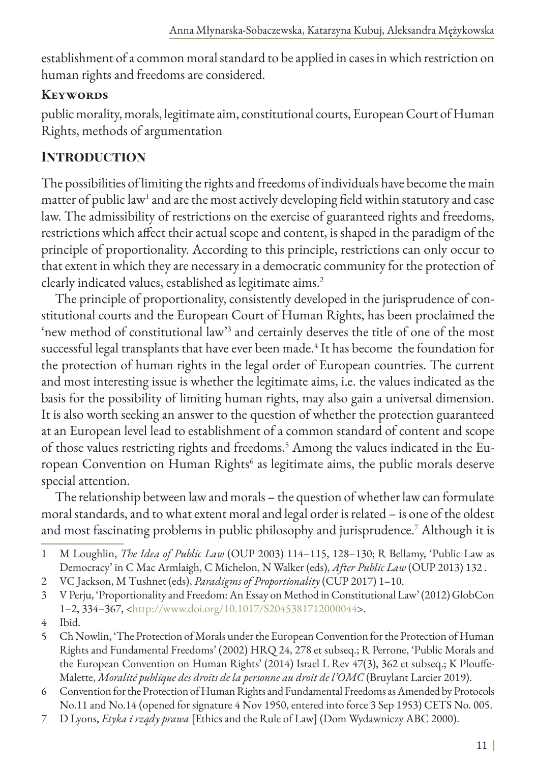establishment of a common moral standard to be applied in cases in which restriction on human rights and freedoms are considered.

**Keywords**

public morality, morals, legitimate aim, constitutional courts, European Court of Human Rights, methods of argumentation

## Introduction

The possibilities of limiting the rights and freedoms of individuals have become the main matter of public law[1] and are the most actively developing field within statutory and case law. The admissibility of restrictions on the exercise of guaranteed rights and freedoms, restrictions which affect their actual scope and content, is shaped in the paradigm of the principle of proportionality. According to this principle, restrictions can only occur to that extent in which they are necessary in a democratic community for the protection of clearly indicated values, established as legitimate aims.[2]

The principle of proportionality, consistently developed in the jurisprudence of constitutional courts and the European Court of Human Rights, has been proclaimed the 'new method of constitutional law'[3] and certainly deserves the title of one of the most successful legal transplants that have ever been made.[4] It has become the foundation for the protection of human rights in the legal order of European countries. The current and most interesting issue is whether the legitimate aims, i.e. the values indicated as the basis for the possibility of limiting human rights, may also gain a universal dimension. It is also worth seeking an answer to the question of whether the protection guaranteed at an European level lead to establishment of a common standard of content and scope of those values restricting rights and freedoms.[5] Among the values indicated in the European Convention on Human Rights[6] as legitimate aims, the public morals deserve special attention.

The relationship between law and morals – the question of whether law can formulate moral standards, and to what extent moral and legal order is related – is one of the oldest and most fascinating problems in public philosophy and jurisprudence.[7] Although it is

---

1 M Loughlin, *The Idea of Public Law* (OUP 2003) 114–115, 128–130; R Bellamy, 'Public Law as Democracy' in C Mac Armlaigh, C Michelon, N Walker (eds), *After Public Law* (OUP 2013) 132 .

2 VC Jackson, M Tushnet (eds), *Paradigms of Proportionality* (CUP 2017) 1–10.

3 V Perju, 'Proportionality and Freedom: An Essay on Method in Constitutional Law' (2012) GlobCon 1–2, 334–367, <http://www.doi.org/10.1017/S2045381712000044>.

4 Ibid.

5 Ch Nowlin, 'The Protection of Morals under the European Convention for the Protection of Human Rights and Fundamental Freedoms' (2002) HRQ 24, 278 et subseq.; R Perrone, 'Public Morals and the European Convention on Human Rights' (2014) Israel L Rev 47(3), 362 et subseq.; K Plouffe-Malette, *Moralité publique des droits de la personne au droit de l'OMC* (Bruylant Larcier 2019).

6 Convention for the Protection of Human Rights and Fundamental Freedoms as Amended by Protocols No.11 and No.14 (opened for signature 4 Nov 1950, entered into force 3 Sep 1953) CETS No. 005.

7 D Lyons, *Etyka i rządy prawa* [Ethics and the Rule of Law] (Dom Wydawniczy ABC 2000).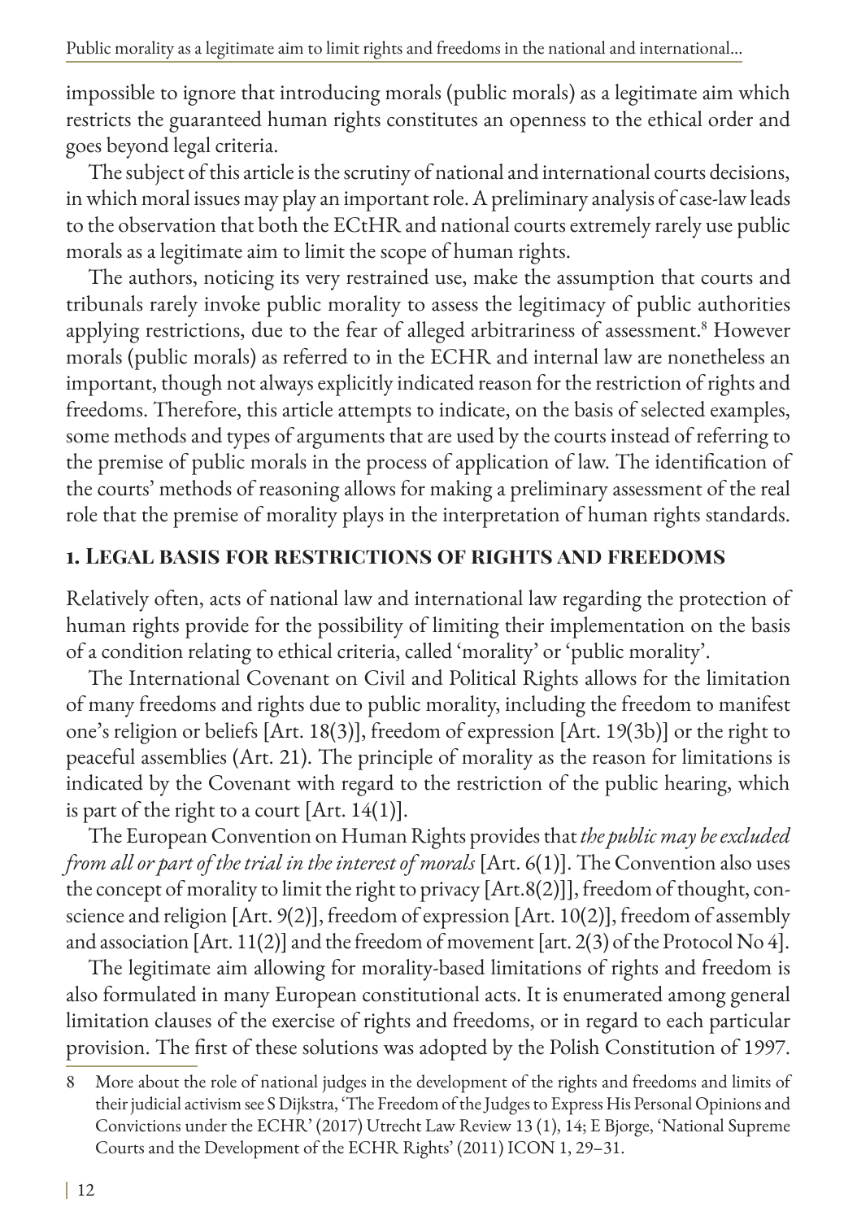impossible to ignore that introducing morals (public morals) as a legitimate aim which restricts the guaranteed human rights constitutes an openness to the ethical order and goes beyond legal criteria.

The subject of this article is the scrutiny of national and international courts decisions, in which moral issues may play an important role. A preliminary analysis of case-law leads to the observation that both the ECtHR and national courts extremely rarely use public morals as a legitimate aim to limit the scope of human rights.

The authors, noticing its very restrained use, make the assumption that courts and tribunals rarely invoke public morality to assess the legitimacy of public authorities applying restrictions, due to the fear of alleged arbitrariness of assessment.[8] However morals (public morals) as referred to in the ECHR and internal law are nonetheless an important, though not always explicitly indicated reason for the restriction of rights and freedoms. Therefore, this article attempts to indicate, on the basis of selected examples, some methods and types of arguments that are used by the courts instead of referring to the premise of public morals in the process of application of law. The identification of the courts' methods of reasoning allows for making a preliminary assessment of the real role that the premise of morality plays in the interpretation of human rights standards.

## 1. Legal basis for restrictions of rights and freedoms

Relatively often, acts of national law and international law regarding the protection of human rights provide for the possibility of limiting their implementation on the basis of a condition relating to ethical criteria, called 'morality' or 'public morality'.

The International Covenant on Civil and Political Rights allows for the limitation of many freedoms and rights due to public morality, including the freedom to manifest one's religion or beliefs [Art. 18(3)], freedom of expression [Art. 19(3b)] or the right to peaceful assemblies (Art. 21). The principle of morality as the reason for limitations is indicated by the Covenant with regard to the restriction of the public hearing, which is part of the right to a court [Art. 14(1)].

The European Convention on Human Rights provides that *the public may be excluded from all or part of the trial in the interest of morals* [Art. 6(1)]. The Convention also uses the concept of morality to limit the right to privacy [Art.8(2)]], freedom of thought, conscience and religion [Art. 9(2)], freedom of expression [Art. 10(2)], freedom of assembly and association [Art. 11(2)] and the freedom of movement [art. 2(3) of the Protocol No 4].

The legitimate aim allowing for morality-based limitations of rights and freedom is also formulated in many European constitutional acts. It is enumerated among general limitation clauses of the exercise of rights and freedoms, or in regard to each particular provision. The first of these solutions was adopted by the Polish Constitution of 1997.

8 More about the role of national judges in the development of the rights and freedoms and limits of their judicial activism see S Dijkstra, 'The Freedom of the Judges to Express His Personal Opinions and Convictions under the ECHR' (2017) Utrecht Law Review 13 (1), 14; E Bjorge, 'National Supreme Courts and the Development of the ECHR Rights' (2011) ICON 1, 29–31.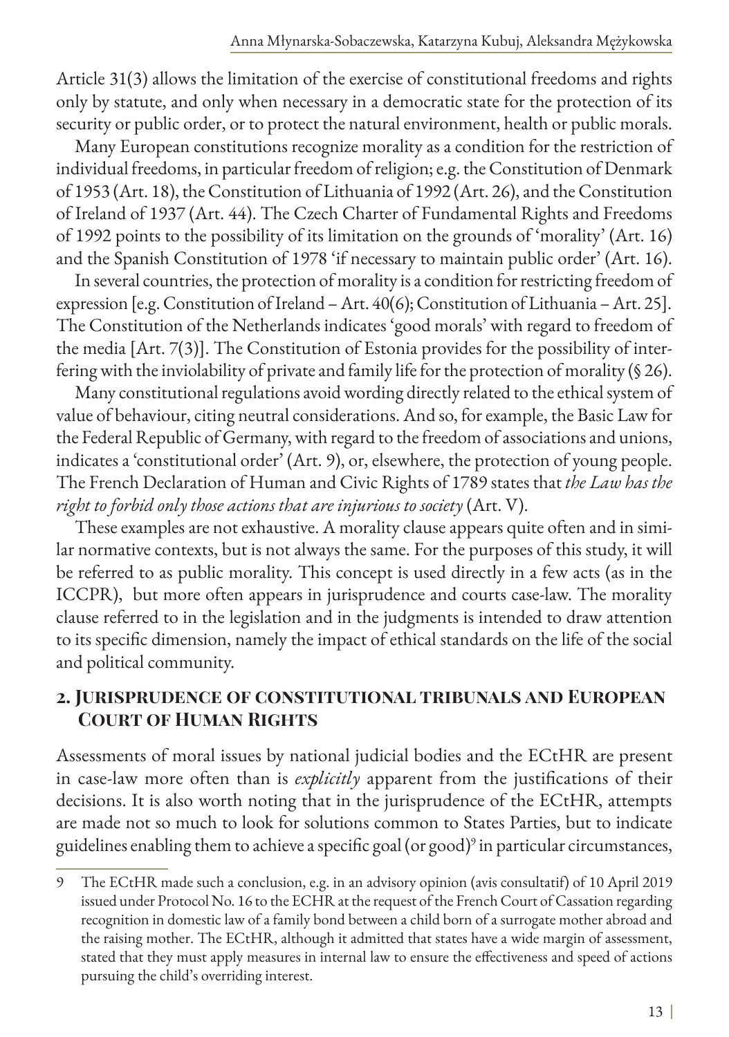Article 31(3) allows the limitation of the exercise of constitutional freedoms and rights only by statute, and only when necessary in a democratic state for the protection of its security or public order, or to protect the natural environment, health or public morals.

Many European constitutions recognize morality as a condition for the restriction of individual freedoms, in particular freedom of religion; e.g. the Constitution of Denmark of 1953 (Art. 18), the Constitution of Lithuania of 1992 (Art. 26), and the Constitution of Ireland of 1937 (Art. 44). The Czech Charter of Fundamental Rights and Freedoms of 1992 points to the possibility of its limitation on the grounds of 'morality' (Art. 16) and the Spanish Constitution of 1978 'if necessary to maintain public order' (Art. 16).

In several countries, the protection of morality is a condition for restricting freedom of expression [e.g. Constitution of Ireland – Art. 40(6); Constitution of Lithuania – Art. 25]. The Constitution of the Netherlands indicates 'good morals' with regard to freedom of the media [Art. 7(3)]. The Constitution of Estonia provides for the possibility of interfering with the inviolability of private and family life for the protection of morality (§ 26).

Many constitutional regulations avoid wording directly related to the ethical system of value of behaviour, citing neutral considerations. And so, for example, the Basic Law for the Federal Republic of Germany, with regard to the freedom of associations and unions, indicates a 'constitutional order' (Art. 9), or, elsewhere, the protection of young people. The French Declaration of Human and Civic Rights of 1789 states that *the Law has the right to forbid only those actions that are injurious to society* (Art. V).

These examples are not exhaustive. A morality clause appears quite often and in similar normative contexts, but is not always the same. For the purposes of this study, it will be referred to as public morality. This concept is used directly in a few acts (as in the ICCPR), but more often appears in jurisprudence and courts case-law. The morality clause referred to in the legislation and in the judgments is intended to draw attention to its specific dimension, namely the impact of ethical standards on the life of the social and political community.

## 2. Jurisprudence of constitutional tribunals and European Court of Human Rights

Assessments of moral issues by national judicial bodies and the ECtHR are present in case-law more often than is *explicitly* apparent from the justifications of their decisions. It is also worth noting that in the jurisprudence of the ECtHR, attempts are made not so much to look for solutions common to States Parties, but to indicate guidelines enabling them to achieve a specific goal (or good)[9] in particular circumstances,

9 The ECtHR made such a conclusion, e.g. in an advisory opinion (avis consultatif) of 10 April 2019 issued under Protocol No. 16 to the ECHR at the request of the French Court of Cassation regarding recognition in domestic law of a family bond between a child born of a surrogate mother abroad and the raising mother. The ECtHR, although it admitted that states have a wide margin of assessment, stated that they must apply measures in internal law to ensure the effectiveness and speed of actions pursuing the child's overriding interest.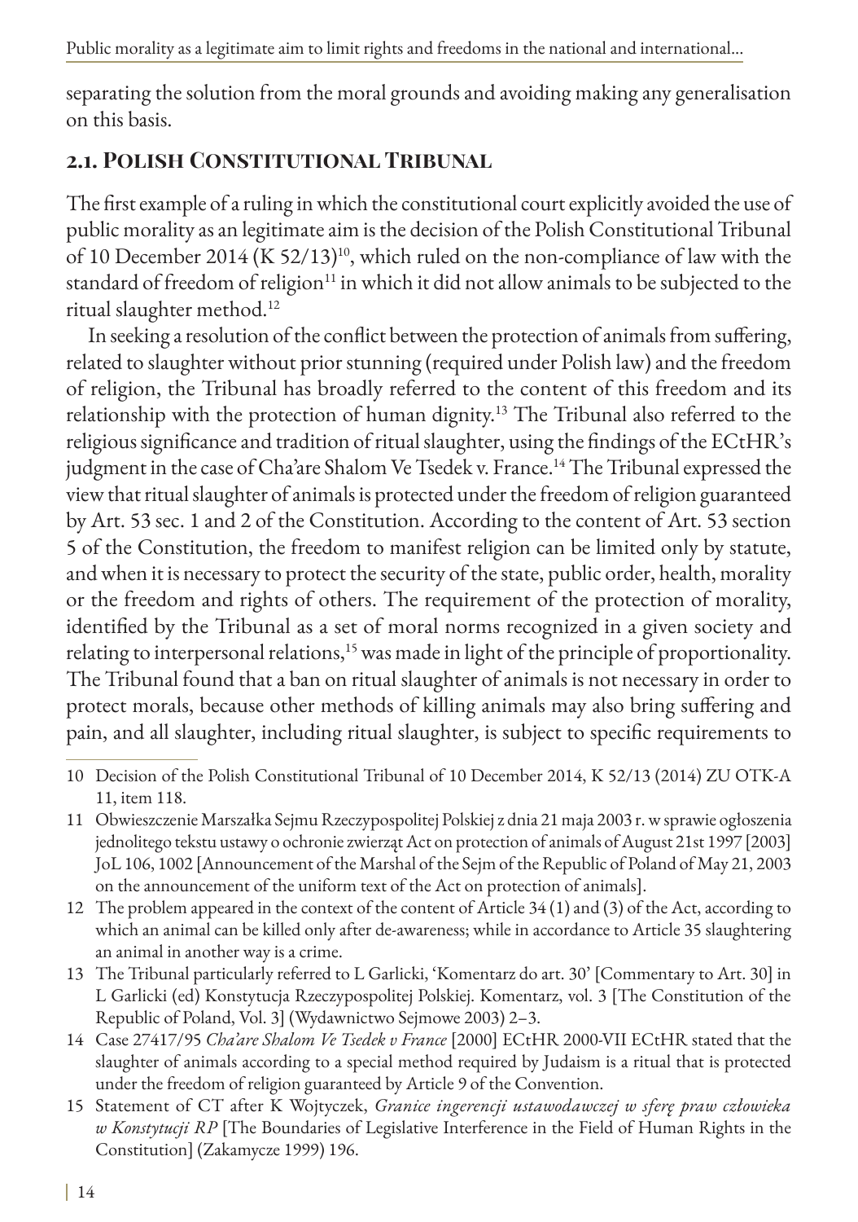separating the solution from the moral grounds and avoiding making any generalisation on this basis.

## 2.1. Polish Constitutional Tribunal

The first example of a ruling in which the constitutional court explicitly avoided the use of public morality as an legitimate aim is the decision of the Polish Constitutional Tribunal of 10 December 2014 (K 52/13)[10], which ruled on the non-compliance of law with the standard of freedom of religion[11] in which it did not allow animals to be subjected to the ritual slaughter method.[12]

In seeking a resolution of the conflict between the protection of animals from suffering, related to slaughter without prior stunning (required under Polish law) and the freedom of religion, the Tribunal has broadly referred to the content of this freedom and its relationship with the protection of human dignity.[13] The Tribunal also referred to the religious significance and tradition of ritual slaughter, using the findings of the ECtHR's judgment in the case of Cha'are Shalom Ve Tsedek v. France.[14] The Tribunal expressed the view that ritual slaughter of animals is protected under the freedom of religion guaranteed by Art. 53 sec. 1 and 2 of the Constitution. According to the content of Art. 53 section 5 of the Constitution, the freedom to manifest religion can be limited only by statute, and when it is necessary to protect the security of the state, public order, health, morality or the freedom and rights of others. The requirement of the protection of morality, identified by the Tribunal as a set of moral norms recognized in a given society and relating to interpersonal relations,[15] was made in light of the principle of proportionality. The Tribunal found that a ban on ritual slaughter of animals is not necessary in order to protect morals, because other methods of killing animals may also bring suffering and pain, and all slaughter, including ritual slaughter, is subject to specific requirements to

---

10 Decision of the Polish Constitutional Tribunal of 10 December 2014, K 52/13 (2014) ZU OTK-A 11, item 118.

11 Obwieszczenie Marszałka Sejmu Rzeczypospolitej Polskiej z dnia 21 maja 2003 r. w sprawie ogłoszenia jednolitego tekstu ustawy o ochronie zwierząt Act on protection of animals of August 21st 1997 [2003] JoL 106, 1002 [Announcement of the Marshal of the Sejm of the Republic of Poland of May 21, 2003 on the announcement of the uniform text of the Act on protection of animals].

12 The problem appeared in the context of the content of Article 34 (1) and (3) of the Act, according to which an animal can be killed only after de-awareness; while in accordance to Article 35 slaughtering an animal in another way is a crime.

13 The Tribunal particularly referred to L Garlicki, 'Komentarz do art. 30' [Commentary to Art. 30] in L Garlicki (ed) Konstytucja Rzeczypospolitej Polskiej. Komentarz, vol. 3 [The Constitution of the Republic of Poland, Vol. 3] (Wydawnictwo Sejmowe 2003) 2–3.

14 Case 27417/95 *Cha'are Shalom Ve Tsedek v France* [2000] ECtHR 2000-VII ECtHR stated that the slaughter of animals according to a special method required by Judaism is a ritual that is protected under the freedom of religion guaranteed by Article 9 of the Convention.

15 Statement of CT after K Wojtyczek, *Granice ingerencji ustawodawczej w sferę praw człowieka w Konstytucji RP* [The Boundaries of Legislative Interference in the Field of Human Rights in the Constitution] (Zakamycze 1999) 196.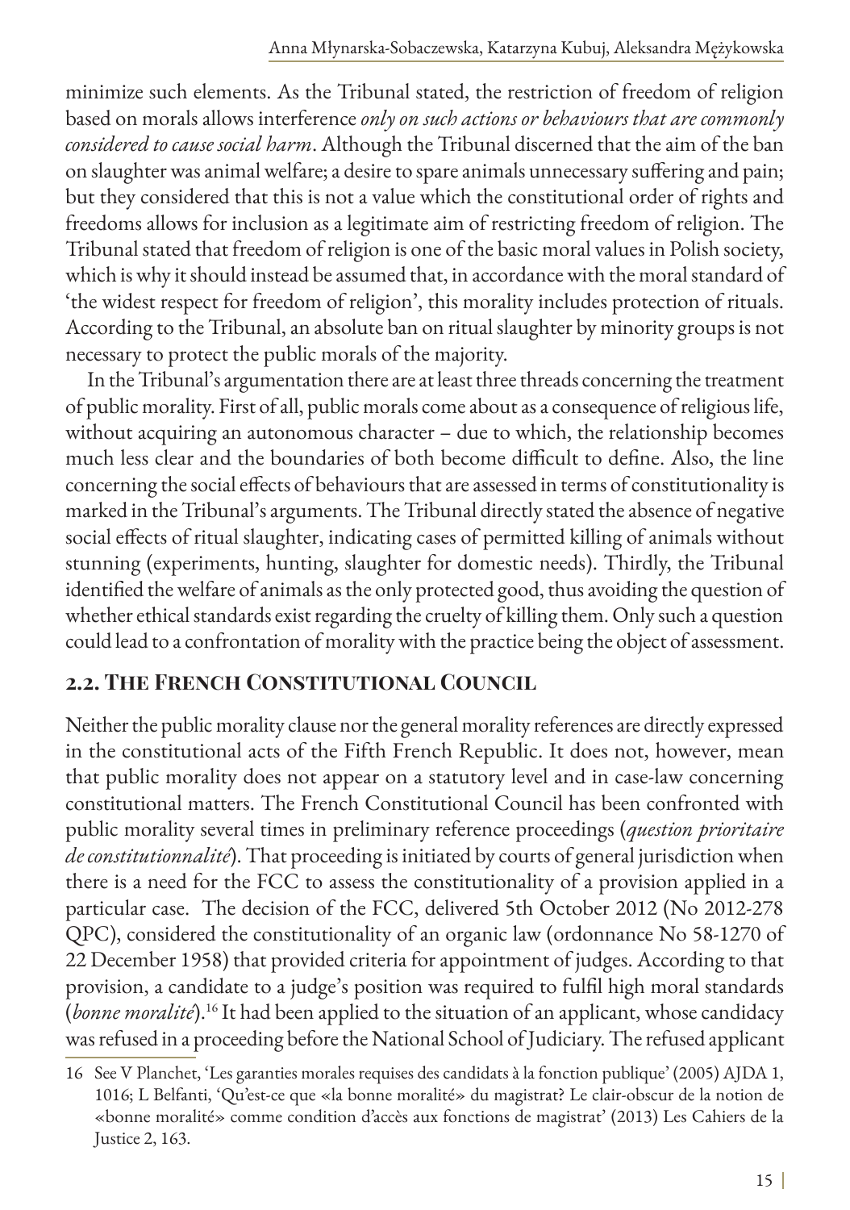minimize such elements. As the Tribunal stated, the restriction of freedom of religion based on morals allows interference *only on such actions or behaviours that are commonly considered to cause social harm*. Although the Tribunal discerned that the aim of the ban on slaughter was animal welfare; a desire to spare animals unnecessary suffering and pain; but they considered that this is not a value which the constitutional order of rights and freedoms allows for inclusion as a legitimate aim of restricting freedom of religion. The Tribunal stated that freedom of religion is one of the basic moral values in Polish society, which is why it should instead be assumed that, in accordance with the moral standard of 'the widest respect for freedom of religion', this morality includes protection of rituals. According to the Tribunal, an absolute ban on ritual slaughter by minority groups is not necessary to protect the public morals of the majority.

In the Tribunal's argumentation there are at least three threads concerning the treatment of public morality. First of all, public morals come about as a consequence of religious life, without acquiring an autonomous character – due to which, the relationship becomes much less clear and the boundaries of both become difficult to define. Also, the line concerning the social effects of behaviours that are assessed in terms of constitutionality is marked in the Tribunal's arguments. The Tribunal directly stated the absence of negative social effects of ritual slaughter, indicating cases of permitted killing of animals without stunning (experiments, hunting, slaughter for domestic needs). Thirdly, the Tribunal identified the welfare of animals as the only protected good, thus avoiding the question of whether ethical standards exist regarding the cruelty of killing them. Only such a question could lead to a confrontation of morality with the practice being the object of assessment.

## 2.2. The French Constitutional Council

Neither the public morality clause nor the general morality references are directly expressed in the constitutional acts of the Fifth French Republic. It does not, however, mean that public morality does not appear on a statutory level and in case-law concerning constitutional matters. The French Constitutional Council has been confronted with public morality several times in preliminary reference proceedings (*question prioritaire de constitutionnalité*). That proceeding is initiated by courts of general jurisdiction when there is a need for the FCC to assess the constitutionality of a provision applied in a particular case. The decision of the FCC, delivered 5th October 2012 (No 2012-278 QPC), considered the constitutionality of an organic law (ordonnance No 58-1270 of 22 December 1958) that provided criteria for appointment of judges. According to that provision, a candidate to a judge's position was required to fulfil high moral standards (*bonne moralité*).[16] It had been applied to the situation of an applicant, whose candidacy was refused in a proceeding before the National School of Judiciary. The refused applicant

16 See V Planchet, 'Les garanties morales requises des candidats à la fonction publique' (2005) AJDA 1, 1016; L Belfanti, 'Qu'est-ce que «la bonne moralité» du magistrat? Le clair-obscur de la notion de «bonne moralité» comme condition d'accès aux fonctions de magistrat' (2013) Les Cahiers de la Justice 2, 163.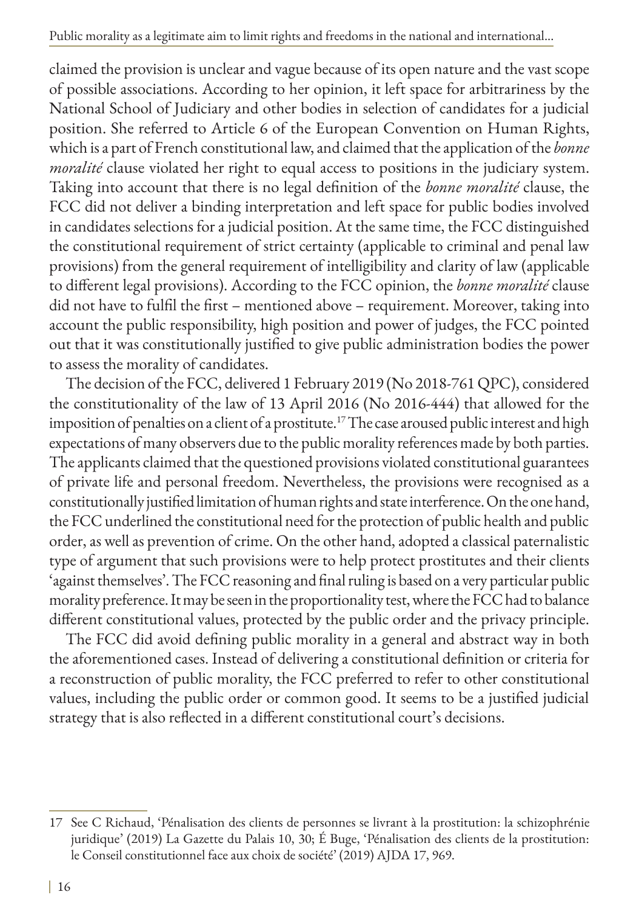claimed the provision is unclear and vague because of its open nature and the vast scope of possible associations. According to her opinion, it left space for arbitrariness by the National School of Judiciary and other bodies in selection of candidates for a judicial position. She referred to Article 6 of the European Convention on Human Rights, which is a part of French constitutional law, and claimed that the application of the *bonne moralité* clause violated her right to equal access to positions in the judiciary system. Taking into account that there is no legal definition of the *bonne moralité* clause, the FCC did not deliver a binding interpretation and left space for public bodies involved in candidates selections for a judicial position. At the same time, the FCC distinguished the constitutional requirement of strict certainty (applicable to criminal and penal law provisions) from the general requirement of intelligibility and clarity of law (applicable to different legal provisions). According to the FCC opinion, the *bonne moralité* clause did not have to fulfil the first – mentioned above – requirement. Moreover, taking into account the public responsibility, high position and power of judges, the FCC pointed out that it was constitutionally justified to give public administration bodies the power to assess the morality of candidates.

The decision of the FCC, delivered 1 February 2019 (No 2018-761 QPC), considered the constitutionality of the law of 13 April 2016 (No 2016-444) that allowed for the imposition of penalties on a client of a prostitute.[17] The case aroused public interest and high expectations of many observers due to the public morality references made by both parties. The applicants claimed that the questioned provisions violated constitutional guarantees of private life and personal freedom. Nevertheless, the provisions were recognised as a constitutionally justified limitation of human rights and state interference. On the one hand, the FCC underlined the constitutional need for the protection of public health and public order, as well as prevention of crime. On the other hand, adopted a classical paternalistic type of argument that such provisions were to help protect prostitutes and their clients 'against themselves'. The FCC reasoning and final ruling is based on a very particular public morality preference. It may be seen in the proportionality test, where the FCC had to balance different constitutional values, protected by the public order and the privacy principle.

The FCC did avoid defining public morality in a general and abstract way in both the aforementioned cases. Instead of delivering a constitutional definition or criteria for a reconstruction of public morality, the FCC preferred to refer to other constitutional values, including the public order or common good. It seems to be a justified judicial strategy that is also reflected in a different constitutional court's decisions.

---

17 See C Richaud, 'Pénalisation des clients de personnes se livrant à la prostitution: la schizophrénie juridique' (2019) La Gazette du Palais 10, 30; É Buge, 'Pénalisation des clients de la prostitution: le Conseil constitutionnel face aux choix de société' (2019) AJDA 17, 969.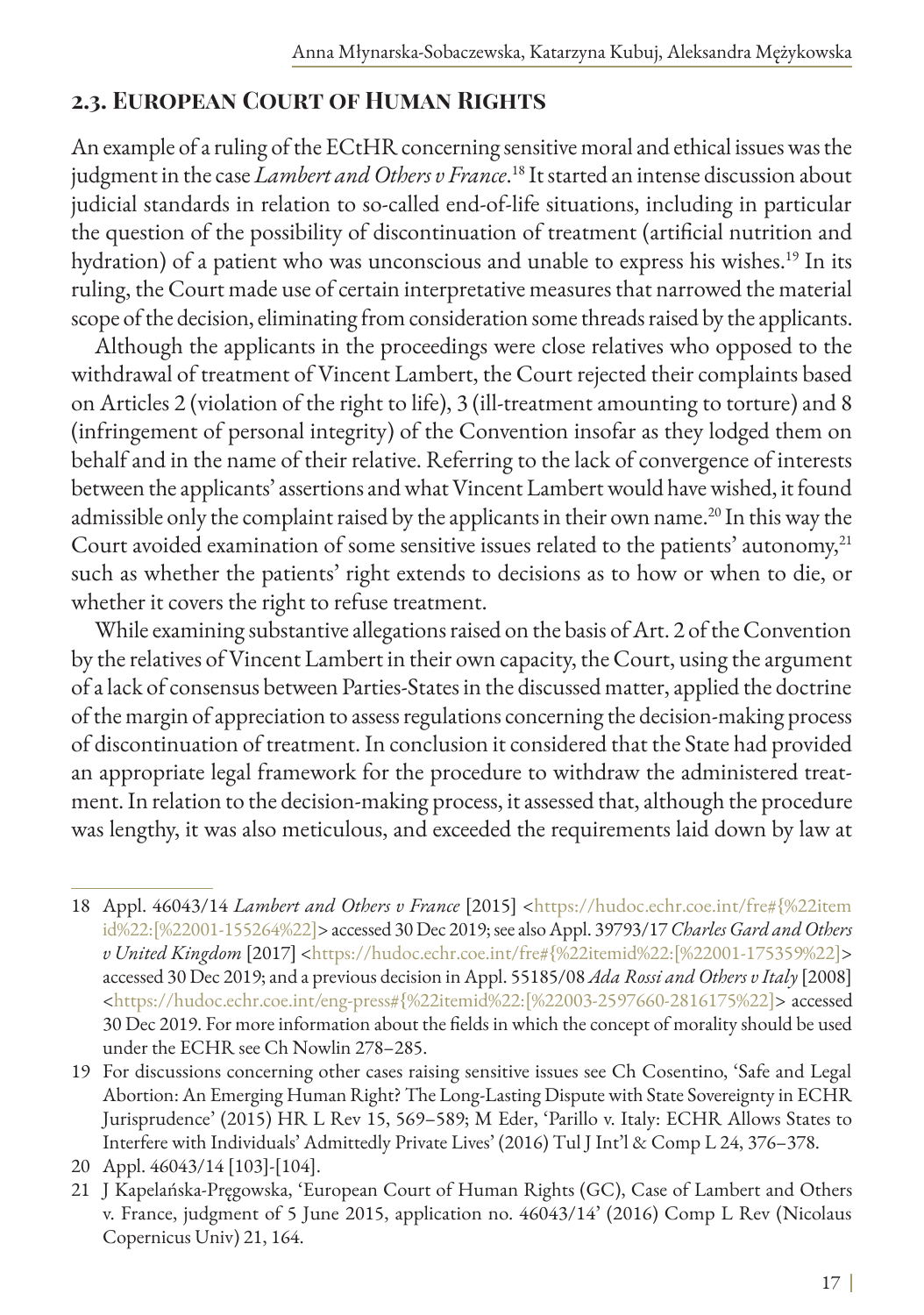## 2.3. European Court of Human Rights

An example of a ruling of the ECtHR concerning sensitive moral and ethical issues was the judgment in the case *Lambert and Others v France*.[18] It started an intense discussion about judicial standards in relation to so-called end-of-life situations, including in particular the question of the possibility of discontinuation of treatment (artificial nutrition and hydration) of a patient who was unconscious and unable to express his wishes.[19] In its ruling, the Court made use of certain interpretative measures that narrowed the material scope of the decision, eliminating from consideration some threads raised by the applicants.

Although the applicants in the proceedings were close relatives who opposed to the withdrawal of treatment of Vincent Lambert, the Court rejected their complaints based on Articles 2 (violation of the right to life), 3 (ill-treatment amounting to torture) and 8 (infringement of personal integrity) of the Convention insofar as they lodged them on behalf and in the name of their relative. Referring to the lack of convergence of interests between the applicants' assertions and what Vincent Lambert would have wished, it found admissible only the complaint raised by the applicants in their own name.[20] In this way the Court avoided examination of some sensitive issues related to the patients' autonomy,[21] such as whether the patients' right extends to decisions as to how or when to die, or whether it covers the right to refuse treatment.

While examining substantive allegations raised on the basis of Art. 2 of the Convention by the relatives of Vincent Lambert in their own capacity, the Court, using the argument of a lack of consensus between Parties-States in the discussed matter, applied the doctrine of the margin of appreciation to assess regulations concerning the decision-making process of discontinuation of treatment. In conclusion it considered that the State had provided an appropriate legal framework for the procedure to withdraw the administered treatment. In relation to the decision-making process, it assessed that, although the procedure was lengthy, it was also meticulous, and exceeded the requirements laid down by law at

---

18 Appl. 46043/14 *Lambert and Others v France* [2015] <https://hudoc.echr.coe.int/fre#{%22itemid%22:[%22001-155264%22]> accessed 30 Dec 2019; see also Appl. 39793/17 *Charles Gard and Others v United Kingdom* [2017] <https://hudoc.echr.coe.int/fre#{%22itemid%22:[%22001-175359%22]> accessed 30 Dec 2019; and a previous decision in Appl. 55185/08 *Ada Rossi and Others v Italy* [2008] <https://hudoc.echr.coe.int/eng-press#{%22itemid%22:[%22003-2597660-2816175%22]> accessed 30 Dec 2019. For more information about the fields in which the concept of morality should be used under the ECHR see Ch Nowlin 278–285.

19 For discussions concerning other cases raising sensitive issues see Ch Cosentino, 'Safe and Legal Abortion: An Emerging Human Right? The Long-Lasting Dispute with State Sovereignty in ECHR Jurisprudence' (2015) HR L Rev 15, 569–589; M Eder, 'Parillo v. Italy: ECHR Allows States to Interfere with Individuals' Admittedly Private Lives' (2016) Tul J Int'l & Comp L 24, 376–378.

20 Appl. 46043/14 [103]-[104].

21 J Kapelańska-Pręgowska, 'European Court of Human Rights (GC), Case of Lambert and Others v. France, judgment of 5 June 2015, application no. 46043/14' (2016) Comp L Rev (Nicolaus Copernicus Univ) 21, 164.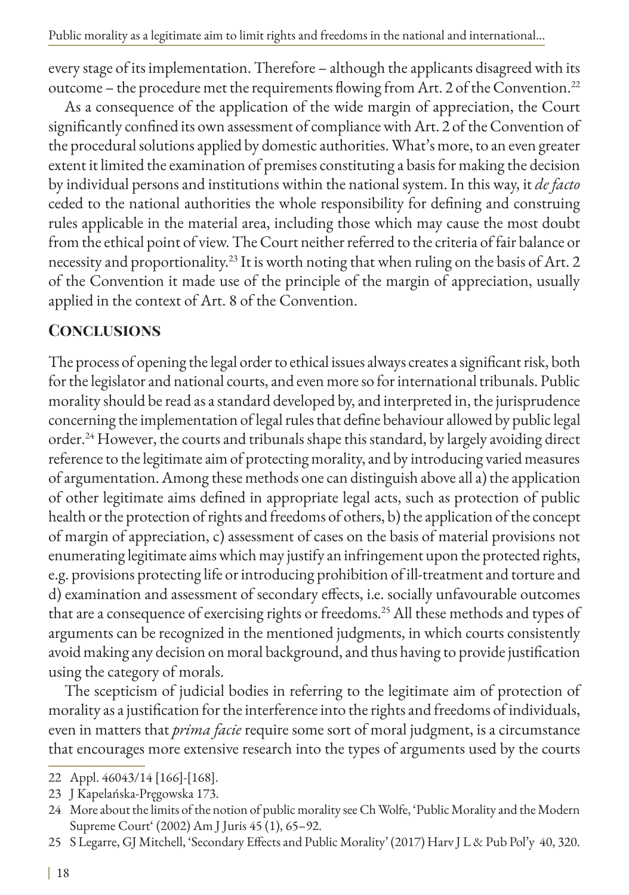every stage of its implementation. Therefore – although the applicants disagreed with its outcome – the procedure met the requirements flowing from Art. 2 of the Convention.[22]

As a consequence of the application of the wide margin of appreciation, the Court significantly confined its own assessment of compliance with Art. 2 of the Convention of the procedural solutions applied by domestic authorities. What's more, to an even greater extent it limited the examination of premises constituting a basis for making the decision by individual persons and institutions within the national system. In this way, it *de facto* ceded to the national authorities the whole responsibility for defining and construing rules applicable in the material area, including those which may cause the most doubt from the ethical point of view. The Court neither referred to the criteria of fair balance or necessity and proportionality.[23] It is worth noting that when ruling on the basis of Art. 2 of the Convention it made use of the principle of the margin of appreciation, usually applied in the context of Art. 8 of the Convention.

## Conclusions

The process of opening the legal order to ethical issues always creates a significant risk, both for the legislator and national courts, and even more so for international tribunals. Public morality should be read as a standard developed by, and interpreted in, the jurisprudence concerning the implementation of legal rules that define behaviour allowed by public legal order.[24] However, the courts and tribunals shape this standard, by largely avoiding direct reference to the legitimate aim of protecting morality, and by introducing varied measures of argumentation. Among these methods one can distinguish above all a) the application of other legitimate aims defined in appropriate legal acts, such as protection of public health or the protection of rights and freedoms of others, b) the application of the concept of margin of appreciation, c) assessment of cases on the basis of material provisions not enumerating legitimate aims which may justify an infringement upon the protected rights, e.g. provisions protecting life or introducing prohibition of ill-treatment and torture and d) examination and assessment of secondary effects, i.e. socially unfavourable outcomes that are a consequence of exercising rights or freedoms.[25] All these methods and types of arguments can be recognized in the mentioned judgments, in which courts consistently avoid making any decision on moral background, and thus having to provide justification using the category of morals.

The scepticism of judicial bodies in referring to the legitimate aim of protection of morality as a justification for the interference into the rights and freedoms of individuals, even in matters that *prima facie* require some sort of moral judgment, is a circumstance that encourages more extensive research into the types of arguments used by the courts

---

22 Appl. 46043/14 [166]-[168].

23 J Kapelańska-Pręgowska 173.

24 More about the limits of the notion of public morality see Ch Wolfe, 'Public Morality and the Modern Supreme Court' (2002) Am J Juris 45 (1), 65–92.

25 S Legarre, GJ Mitchell, 'Secondary Effects and Public Morality' (2017) Harv J L & Pub Pol'y 40, 320.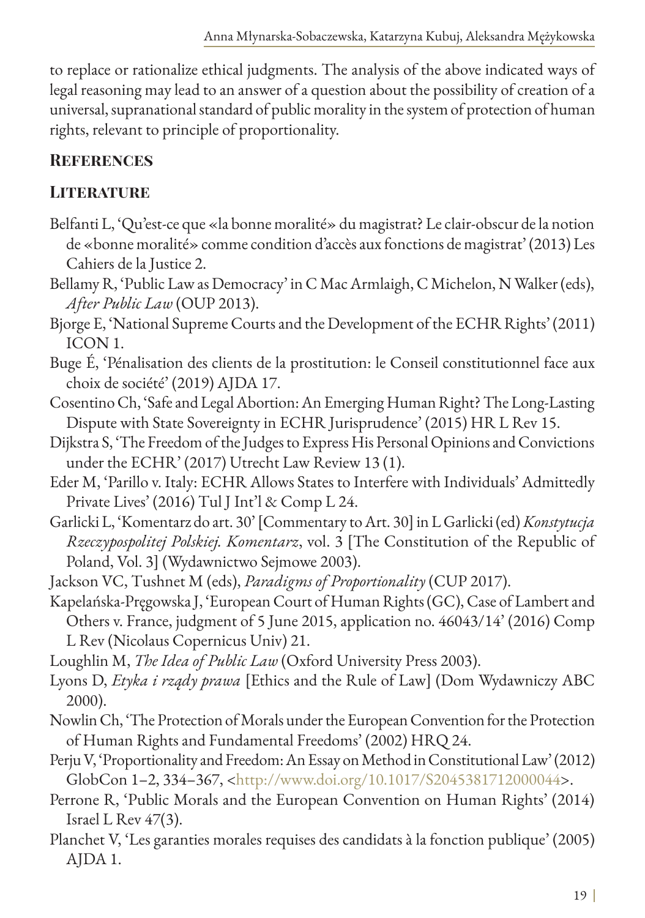to replace or rationalize ethical judgments. The analysis of the above indicated ways of legal reasoning may lead to an answer of a question about the possibility of creation of a universal, supranational standard of public morality in the system of protection of human rights, relevant to principle of proportionality.

## References

### Literature

Belfanti L, 'Qu'est-ce que «la bonne moralité» du magistrat? Le clair-obscur de la notion de «bonne moralité» comme condition d'accès aux fonctions de magistrat' (2013) Les Cahiers de la Justice 2.

Bellamy R, 'Public Law as Democracy' in C Mac Armlaigh, C Michelon, N Walker (eds), *After Public Law* (OUP 2013).

Bjorge E, 'National Supreme Courts and the Development of the ECHR Rights' (2011) ICON 1.

Buge É, 'Pénalisation des clients de la prostitution: le Conseil constitutionnel face aux choix de société' (2019) AJDA 17.

Cosentino Ch, 'Safe and Legal Abortion: An Emerging Human Right? The Long-Lasting Dispute with State Sovereignty in ECHR Jurisprudence' (2015) HR L Rev 15.

Dijkstra S, 'The Freedom of the Judges to Express His Personal Opinions and Convictions under the ECHR' (2017) Utrecht Law Review 13 (1).

Eder M, 'Parillo v. Italy: ECHR Allows States to Interfere with Individuals' Admittedly Private Lives' (2016) Tul J Int'l & Comp L 24.

Garlicki L, 'Komentarz do art. 30' [Commentary to Art. 30] in L Garlicki (ed) *Konstytucja Rzeczypospolitej Polskiej. Komentarz*, vol. 3 [The Constitution of the Republic of Poland, Vol. 3] (Wydawnictwo Sejmowe 2003).

Jackson VC, Tushnet M (eds), *Paradigms of Proportionality* (CUP 2017).

Kapelańska-Pręgowska J, 'European Court of Human Rights (GC), Case of Lambert and Others v. France, judgment of 5 June 2015, application no. 46043/14' (2016) Comp L Rev (Nicolaus Copernicus Univ) 21.

Loughlin M, *The Idea of Public Law* (Oxford University Press 2003).

Lyons D, *Etyka i rządy prawa* [Ethics and the Rule of Law] (Dom Wydawniczy ABC 2000).

Nowlin Ch, 'The Protection of Morals under the European Convention for the Protection of Human Rights and Fundamental Freedoms' (2002) HRQ 24.

Perju V, 'Proportionality and Freedom: An Essay on Method in Constitutional Law' (2012) GlobCon 1–2, 334–367, <http://www.doi.org/10.1017/S2045381712000044>.

Perrone R, 'Public Morals and the European Convention on Human Rights' (2014) Israel L Rev 47(3).

Planchet V, 'Les garanties morales requises des candidats à la fonction publique' (2005) AJDA 1.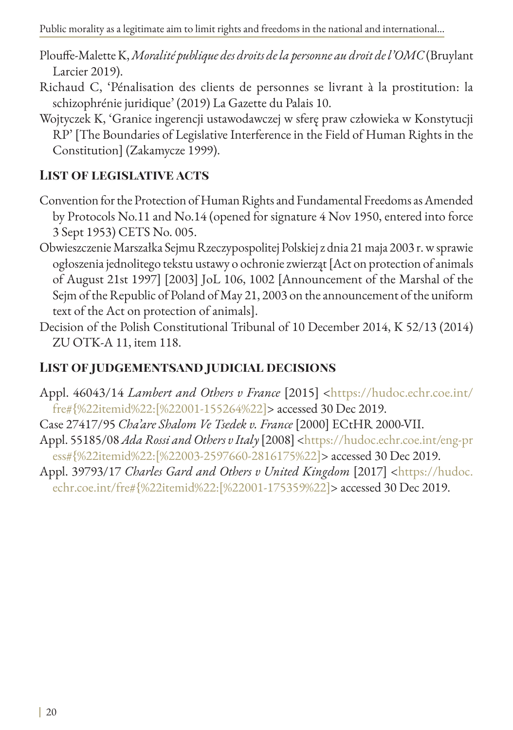Plouffe-Malette K, *Moralité publique des droits de la personne au droit de l'OMC* (Bruylant Larcier 2019).

Richaud C, 'Pénalisation des clients de personnes se livrant à la prostitution: la schizophrénie juridique' (2019) La Gazette du Palais 10.

Wojtyczek K, 'Granice ingerencji ustawodawczej w sferę praw człowieka w Konstytucji RP' [The Boundaries of Legislative Interference in the Field of Human Rights in the Constitution] (Zakamycze 1999).

## List of legislative acts

Convention for the Protection of Human Rights and Fundamental Freedoms as Amended by Protocols No.11 and No.14 (opened for signature 4 Nov 1950, entered into force 3 Sept 1953) CETS No. 005.

Obwieszczenie Marszałka Sejmu Rzeczypospolitej Polskiej z dnia 21 maja 2003 r. w sprawie ogłoszenia jednolitego tekstu ustawy o ochronie zwierząt [Act on protection of animals of August 21st 1997] [2003] JoL 106, 1002 [Announcement of the Marshal of the Sejm of the Republic of Poland of May 21, 2003 on the announcement of the uniform text of the Act on protection of animals].

Decision of the Polish Constitutional Tribunal of 10 December 2014, K 52/13 (2014) ZU OTK-A 11, item 118.

## List of judgementsand judicial decisions

Appl. 46043/14 *Lambert and Others v France* [2015] <https://hudoc.echr.coe.int/fre#{%22itemid%22:[%22001-155264%22]> accessed 30 Dec 2019.

Case 27417/95 *Cha'are Shalom Ve Tsedek v. France* [2000] ECtHR 2000-VII.

Appl. 55185/08 *Ada Rossi and Others v Italy* [2008] <https://hudoc.echr.coe.int/eng-press#{%22itemid%22:[%22003-2597660-2816175%22]> accessed 30 Dec 2019.

Appl. 39793/17 *Charles Gard and Others v United Kingdom* [2017] <https://hudoc.echr.coe.int/fre#{%22itemid%22:[%22001-175359%22]> accessed 30 Dec 2019.